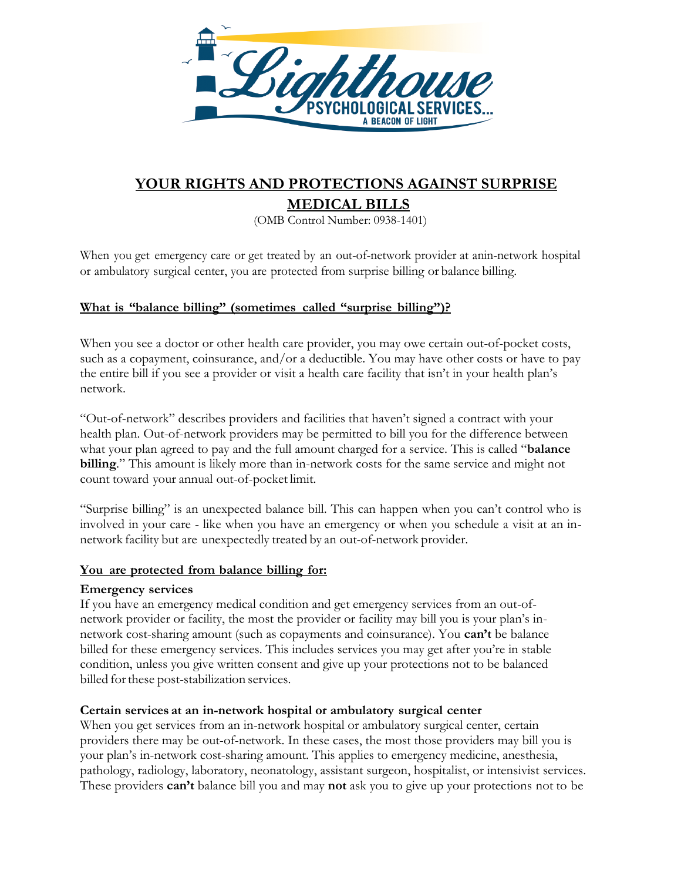Lighthouse Psychological Services... A Beacon of Light

# YOUR RIGHTS AND PROTECTIONS AGAINST SURPRISE MEDICAL BILLS

(OMB Control Number: 0938-1401)

When you get emergency care or get treated by an out-of-network provider at anin-network hospital or ambulatory surgical center, you are protected from surprise billing or balance billing.

## What is "balance billing" (sometimes called "surprise billing")?

When you see a doctor or other health care provider, you may owe certain out-of-pocket costs, such as a copayment, coinsurance, and/or a deductible. You may have other costs or have to pay the entire bill if you see a provider or visit a health care facility that isn't in your health plan's network.

"Out-of-network" describes providers and facilities that haven't signed a contract with your health plan. Out-of-network providers may be permitted to bill you for the difference between what your plan agreed to pay and the full amount charged for a service. This is called "**balance billing**." This amount is likely more than in-network costs for the same service and might not count toward your annual out-of-pocket limit.

"Surprise billing" is an unexpected balance bill. This can happen when you can't control who is involved in your care - like when you have an emergency or when you schedule a visit at an in-network facility but are unexpectedly treated by an out-of-network provider.

## You are protected from balance billing for:

### Emergency services

If you have an emergency medical condition and get emergency services from an out-of-network provider or facility, the most the provider or facility may bill you is your plan's in-network cost-sharing amount (such as copayments and coinsurance). You **can't** be balance billed for these emergency services. This includes services you may get after you're in stable condition, unless you give written consent and give up your protections not to be balanced billed for these post-stabilization services.

### Certain services at an in-network hospital or ambulatory surgical center

When you get services from an in-network hospital or ambulatory surgical center, certain providers there may be out-of-network. In these cases, the most those providers may bill you is your plan's in-network cost-sharing amount. This applies to emergency medicine, anesthesia, pathology, radiology, laboratory, neonatology, assistant surgeon, hospitalist, or intensivist services. These providers **can't** balance bill you and may **not** ask you to give up your protections not to be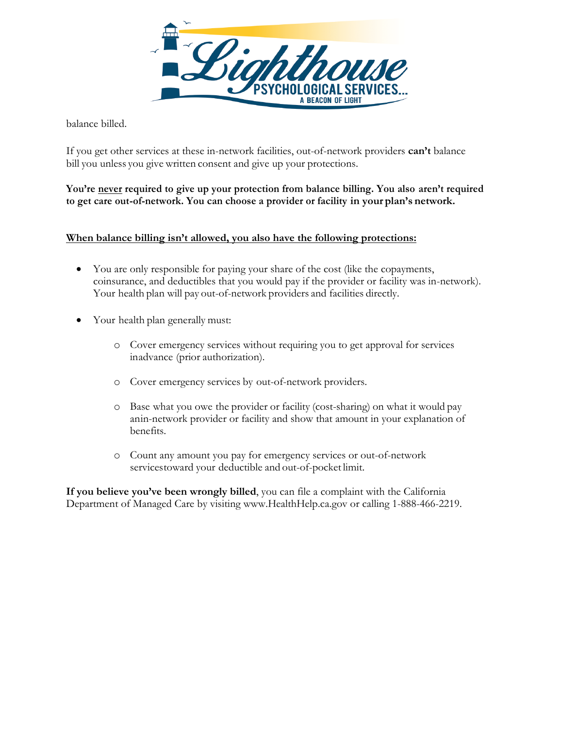balance billed.

If you get other services at these in-network facilities, out-of-network providers **can't** balance bill you unless you give written consent and give up your protections.

**You're never required to give up your protection from balance billing. You also aren't required to get care out-of-network. You can choose a provider or facility in your plan's network.**

**When balance billing isn't allowed, you also have the following protections:**

- You are only responsible for paying your share of the cost (like the copayments, coinsurance, and deductibles that you would pay if the provider or facility was in-network). Your health plan will pay out-of-network providers and facilities directly.
- Your health plan generally must:
  - Cover emergency services without requiring you to get approval for services inadvance (prior authorization).
  - Cover emergency services by out-of-network providers.
  - Base what you owe the provider or facility (cost-sharing) on what it would pay anin-network provider or facility and show that amount in your explanation of benefits.
  - Count any amount you pay for emergency services or out-of-network servicestoward your deductible and out-of-pocket limit.

**If you believe you've been wrongly billed**, you can file a complaint with the California Department of Managed Care by visiting www.HealthHelp.ca.gov or calling 1-888-466-2219.